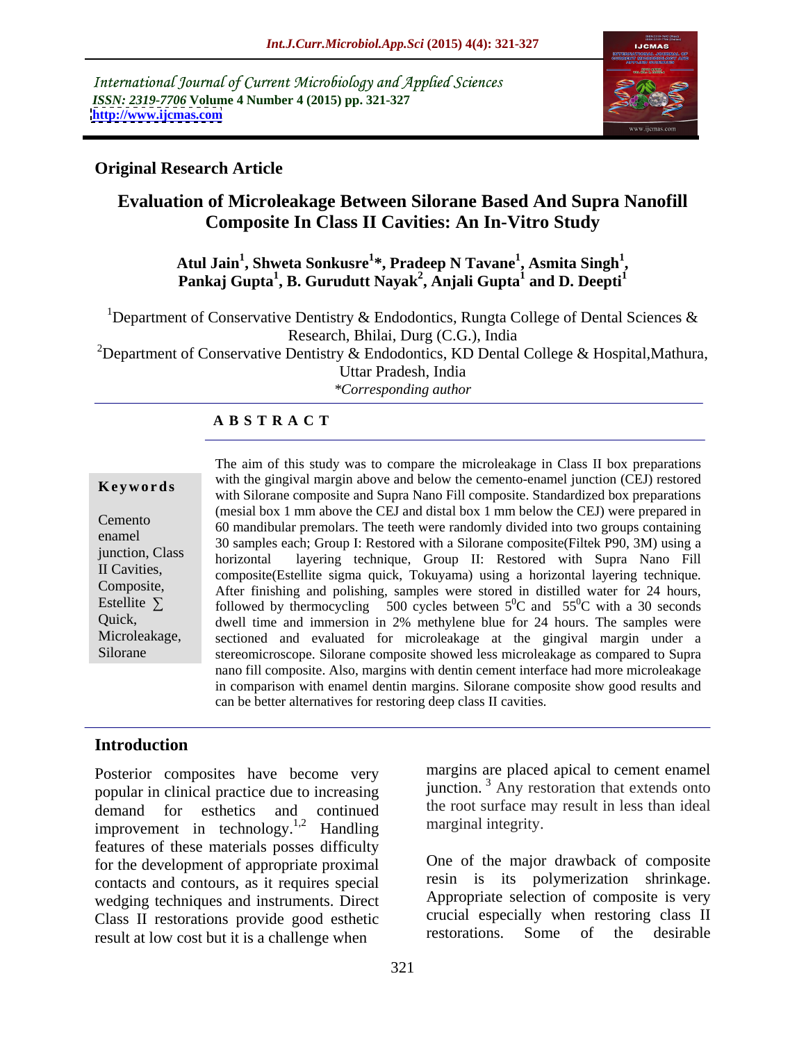International Journal of Current Microbiology and Applied Sciences
*ISSN: 2319-7706* **Volume 4 Number 4 (2015) pp. 321-327**
**http://www.ijcmas.com**

**Original Research Article**

# Evaluation of Microleakage Between Silorane Based And Supra Nanofill Composite In Class II Cavities: An In-Vitro Study

**Atul Jain[1], Shweta Sonkusre[1]*, Pradeep N Tavane[1], Asmita Singh[1], Pankaj Gupta[1], B. Gurudutt Nayak[2], Anjali Gupta[1] and D. Deepti[1]**

[1]Department of Conservative Dentistry & Endodontics, Rungta College of Dental Sciences & Research, Bhilai, Durg (C.G.), India

[2]Department of Conservative Dentistry & Endodontics, KD Dental College & Hospital,Mathura, Uttar Pradesh, India

*\*Corresponding author*

## ABSTRACT

**Keywords**

Cemento enamel junction, Class II Cavities, Composite, Estellite ∑ Quick, Microleakage, Silorane

The aim of this study was to compare the microleakage in Class II box preparations with the gingival margin above and below the cemento-enamel junction (CEJ) restored with Silorane composite and Supra Nano Fill composite. Standardized box preparations (mesial box 1 mm above the CEJ and distal box 1 mm below the CEJ) were prepared in 60 mandibular premolars. The teeth were randomly divided into two groups containing 30 samples each; Group I: Restored with a Silorane composite(Filtek P90, 3M) using a horizontal layering technique, Group II: Restored with Supra Nano Fill composite(Estellite sigma quick, Tokuyama) using a horizontal layering technique. After finishing and polishing, samples were stored in distilled water for 24 hours, followed by thermocycling 500 cycles between $5^0$C and $55^0$C with a 30 seconds dwell time and immersion in 2% methylene blue for 24 hours. The samples were sectioned and evaluated for microleakage at the gingival margin under a stereomicroscope. Silorane composite showed less microleakage as compared to Supra nano fill composite. Also, margins with dentin cement interface had more microleakage in comparison with enamel dentin margins. Silorane composite show good results and can be better alternatives for restoring deep class II cavities.

## Introduction

Posterior composites have become very popular in clinical practice due to increasing demand for esthetics and continued improvement in technology.[1,2] Handling features of these materials posses difficulty for the development of appropriate proximal contacts and contours, as it requires special wedging techniques and instruments. Direct Class II restorations provide good esthetic result at low cost but it is a challenge when margins are placed apical to cement enamel junction. [3] Any restoration that extends onto the root surface may result in less than ideal marginal integrity.

One of the major drawback of composite resin is its polymerization shrinkage. Appropriate selection of composite is very crucial especially when restoring class II restorations. Some of the desirable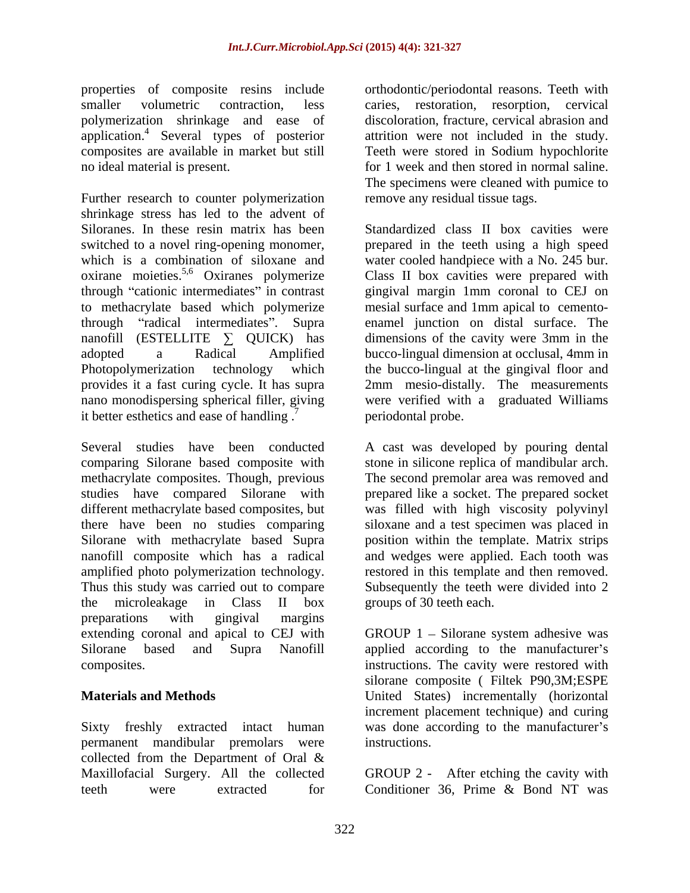properties of composite resins include smaller volumetric contraction, less polymerization shrinkage and ease of application.[4] Several types of posterior composites are available in market but still no ideal material is present.

Further research to counter polymerization shrinkage stress has led to the advent of Siloranes. In these resin matrix has been switched to a novel ring-opening monomer, which is a combination of siloxane and oxirane moieties.[5,6] Oxiranes polymerize through "cationic intermediates" in contrast to methacrylate based which polymerize through "radical intermediates". Supra nanofill (ESTELLITE ∑ QUICK) has adopted a Radical Amplified Photopolymerization technology which provides it a fast curing cycle. It has supra nano monodispersing spherical filler, giving it better esthetics and ease of handling .[7]

Several studies have been conducted comparing Silorane based composite with methacrylate composites. Though, previous studies have compared Silorane with different methacrylate based composites, but there have been no studies comparing Silorane with methacrylate based Supra nanofill composite which has a radical amplified photo polymerization technology. Thus this study was carried out to compare the microleakage in Class II box preparations with gingival margins extending coronal and apical to CEJ with Silorane based and Supra Nanofill composites.

## Materials and Methods

Sixty freshly extracted intact human permanent mandibular premolars were collected from the Department of Oral & Maxillofacial Surgery. All the collected teeth were extracted for orthodontic/periodontal reasons. Teeth with caries, restoration, resorption, cervical discoloration, fracture, cervical abrasion and attrition were not included in the study. Teeth were stored in Sodium hypochlorite for 1 week and then stored in normal saline. The specimens were cleaned with pumice to remove any residual tissue tags.

Standardized class II box cavities were prepared in the teeth using a high speed water cooled handpiece with a No. 245 bur. Class II box cavities were prepared with gingival margin 1mm coronal to CEJ on mesial surface and 1mm apical to cemento-enamel junction on distal surface. The dimensions of the cavity were 3mm in the bucco-lingual dimension at occlusal, 4mm in the bucco-lingual at the gingival floor and 2mm mesio-distally. The measurements were verified with a graduated Williams periodontal probe.

A cast was developed by pouring dental stone in silicone replica of mandibular arch. The second premolar area was removed and prepared like a socket. The prepared socket was filled with high viscosity polyvinyl siloxane and a test specimen was placed in position within the template. Matrix strips and wedges were applied. Each tooth was restored in this template and then removed. Subsequently the teeth were divided into 2 groups of 30 teeth each.

GROUP 1 – Silorane system adhesive was applied according to the manufacturer's instructions. The cavity were restored with silorane composite ( Filtek P90,3M;ESPE United States) incrementally (horizontal increment placement technique) and curing was done according to the manufacturer's instructions.

GROUP 2 - After etching the cavity with Conditioner 36, Prime & Bond NT was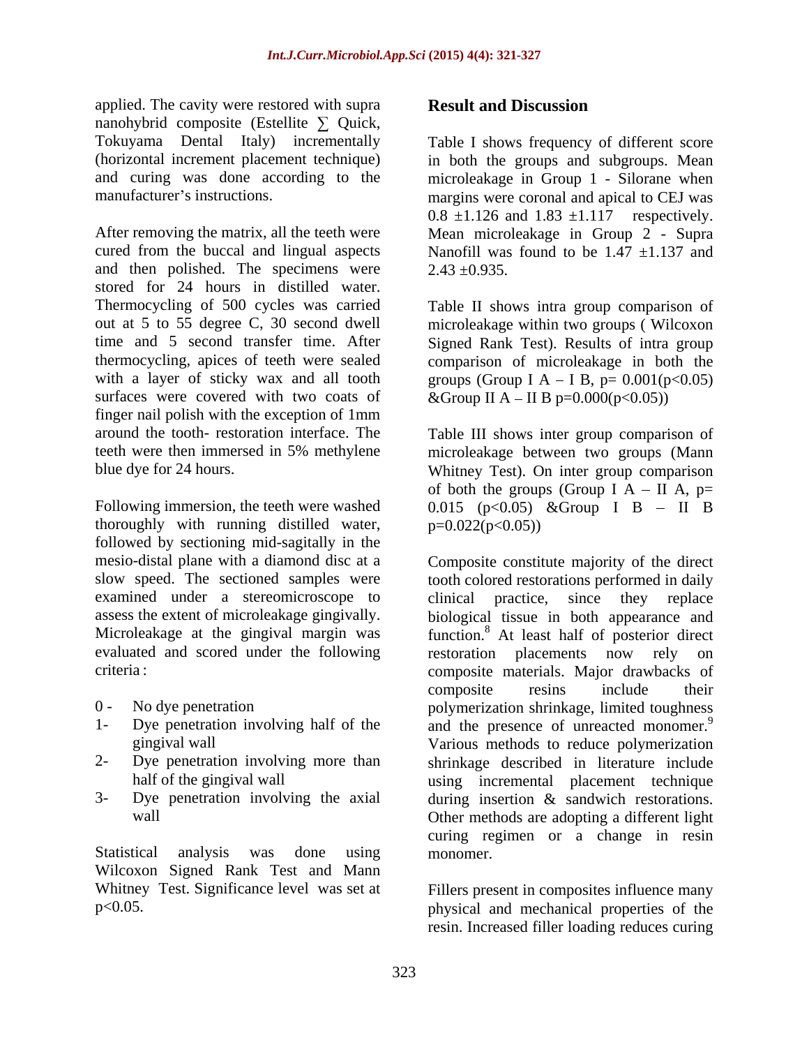applied. The cavity were restored with supra nanohybrid composite (Estellite ∑ Quick, Tokuyama Dental Italy) incrementally (horizontal increment placement technique) and curing was done according to the manufacturer's instructions.

After removing the matrix, all the teeth were cured from the buccal and lingual aspects and then polished. The specimens were stored for 24 hours in distilled water. Thermocycling of 500 cycles was carried out at 5 to 55 degree C, 30 second dwell time and 5 second transfer time. After thermocycling, apices of teeth were sealed with a layer of sticky wax and all tooth surfaces were covered with two coats of finger nail polish with the exception of 1mm around the tooth- restoration interface. The teeth were then immersed in 5% methylene blue dye for 24 hours.

Following immersion, the teeth were washed thoroughly with running distilled water, followed by sectioning mid-sagitally in the mesio-distal plane with a diamond disc at a slow speed. The sectioned samples were examined under a stereomicroscope to assess the extent of microleakage gingivally. Microleakage at the gingival margin was evaluated and scored under the following criteria :

0 - No dye penetration
1- Dye penetration involving half of the gingival wall
2- Dye penetration involving more than half of the gingival wall
3- Dye penetration involving the axial wall

Statistical analysis was done using Wilcoxon Signed Rank Test and Mann Whitney Test. Significance level was set at $p<0.05$.

## Result and Discussion

Table I shows frequency of different score in both the groups and subgroups. Mean microleakage in Group 1 - Silorane when margins were coronal and apical to CEJ was $0.8 \pm 1.126$ and $1.83 \pm 1.117$ respectively. Mean microleakage in Group 2 - Supra Nanofill was found to be $1.47 \pm 1.137$ and $2.43 \pm 0.935$.

Table II shows intra group comparison of microleakage within two groups ( Wilcoxon Signed Rank Test). Results of intra group comparison of microleakage in both the groups (Group I A – I B, $p= 0.001 (p<0.05)$ &Group II A – II B $p=0.000(p<0.05)$)

Table III shows inter group comparison of microleakage between two groups (Mann Whitney Test). On inter group comparison of both the groups (Group I A – II A, $p= 0.015$ $(p<0.05)$ &Group I B – II B $p=0.022(p<0.05)$)

Composite constitute majority of the direct tooth colored restorations performed in daily clinical practice, since they replace biological tissue in both appearance and function.[8] At least half of posterior direct restoration placements now rely on composite materials. Major drawbacks of composite resins include their polymerization shrinkage, limited toughness and the presence of unreacted monomer.[9] Various methods to reduce polymerization shrinkage described in literature include using incremental placement technique during insertion & sandwich restorations. Other methods are adopting a different light curing regimen or a change in resin monomer.

Fillers present in composites influence many physical and mechanical properties of the resin. Increased filler loading reduces curing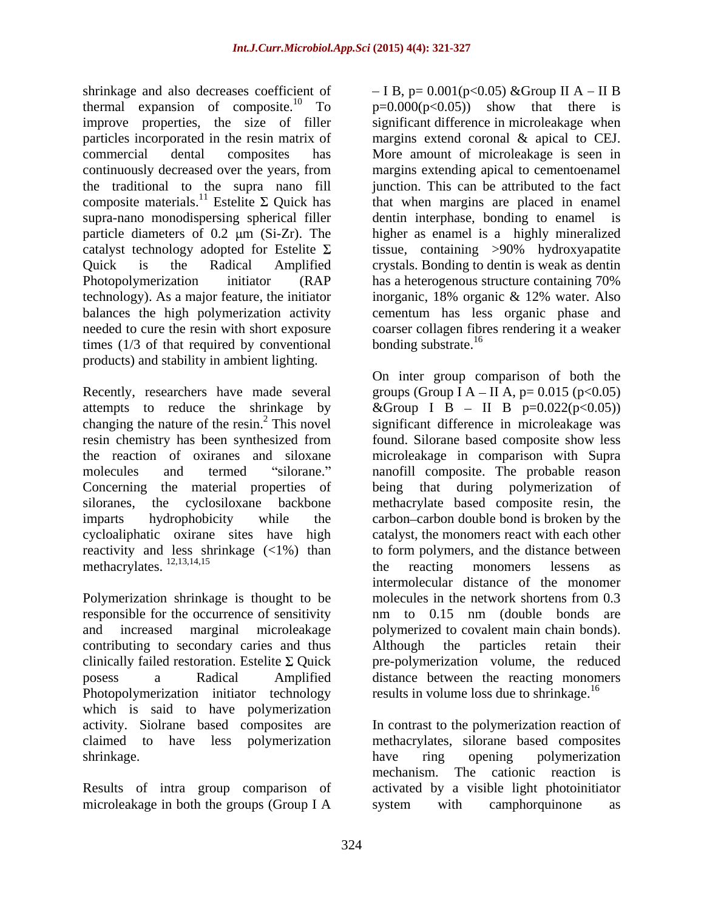shrinkage and also decreases coefficient of thermal expansion of composite.[10] To improve properties, the size of filler particles incorporated in the resin matrix of commercial dental composites has continuously decreased over the years, from the traditional to the supra nano fill composite materials.[11] Estelite Σ Quick has supra-nano monodispersing spherical filler particle diameters of 0.2 μm (Si-Zr). The catalyst technology adopted for Estelite Σ Quick is the Radical Amplified Photopolymerization initiator (RAP technology). As a major feature, the initiator balances the high polymerization activity needed to cure the resin with short exposure times (1/3 of that required by conventional products) and stability in ambient lighting.

Recently, researchers have made several attempts to reduce the shrinkage by changing the nature of the resin.[2] This novel resin chemistry has been synthesized from the reaction of oxiranes and siloxane molecules and termed "silorane." Concerning the material properties of siloranes, the cyclosiloxane backbone imparts hydrophobicity while the cycloaliphatic oxirane sites have high reactivity and less shrinkage (<1%) than methacrylates.[12,13,14,15]

Polymerization shrinkage is thought to be responsible for the occurrence of sensitivity and increased marginal microleakage contributing to secondary caries and thus clinically failed restoration. Estelite Σ Quick posess a Radical Amplified Photopolymerization initiator technology which is said to have polymerization activity. Siolrane based composites are claimed to have less polymerization shrinkage.

Results of intra group comparison of microleakage in both the groups (Group I A – I B, $p= 0.001 (p<0.05)$ &Group II A – II B $p=0.000 (p<0.05)$) show that there is significant difference in microleakage when margins extend coronal & apical to CEJ. More amount of microleakage is seen in margins extending apical to cementoenamel junction. This can be attributed to the fact that when margins are placed in enamel dentin interphase, bonding to enamel is higher as enamel is a highly mineralized tissue, containing >90% hydroxyapatite crystals. Bonding to dentin is weak as dentin has a heterogenous structure containing 70% inorganic, 18% organic & 12% water. Also cementum has less organic phase and coarser collagen fibres rendering it a weaker bonding substrate.[16]

On inter group comparison of both the groups (Group I A – II A, $p= 0.015 (p<0.05)$ &Group I B – II B $p=0.022 (p<0.05)$) significant difference in microleakage was found. Silorane based composite show less microleakage in comparison with Supra nanofill composite. The probable reason being that during polymerization of methacrylate based composite resin, the carbon–carbon double bond is broken by the catalyst, the monomers react with each other to form polymers, and the distance between the reacting monomers lessens as intermolecular distance of the monomer molecules in the network shortens from 0.3 nm to 0.15 nm (double bonds are polymerized to covalent main chain bonds). Although the particles retain their pre-polymerization volume, the reduced distance between the reacting monomers results in volume loss due to shrinkage.[16]

In contrast to the polymerization reaction of methacrylates, silorane based composites have ring opening polymerization mechanism. The cationic reaction is activated by a visible light photoinitiator system with camphorquinone as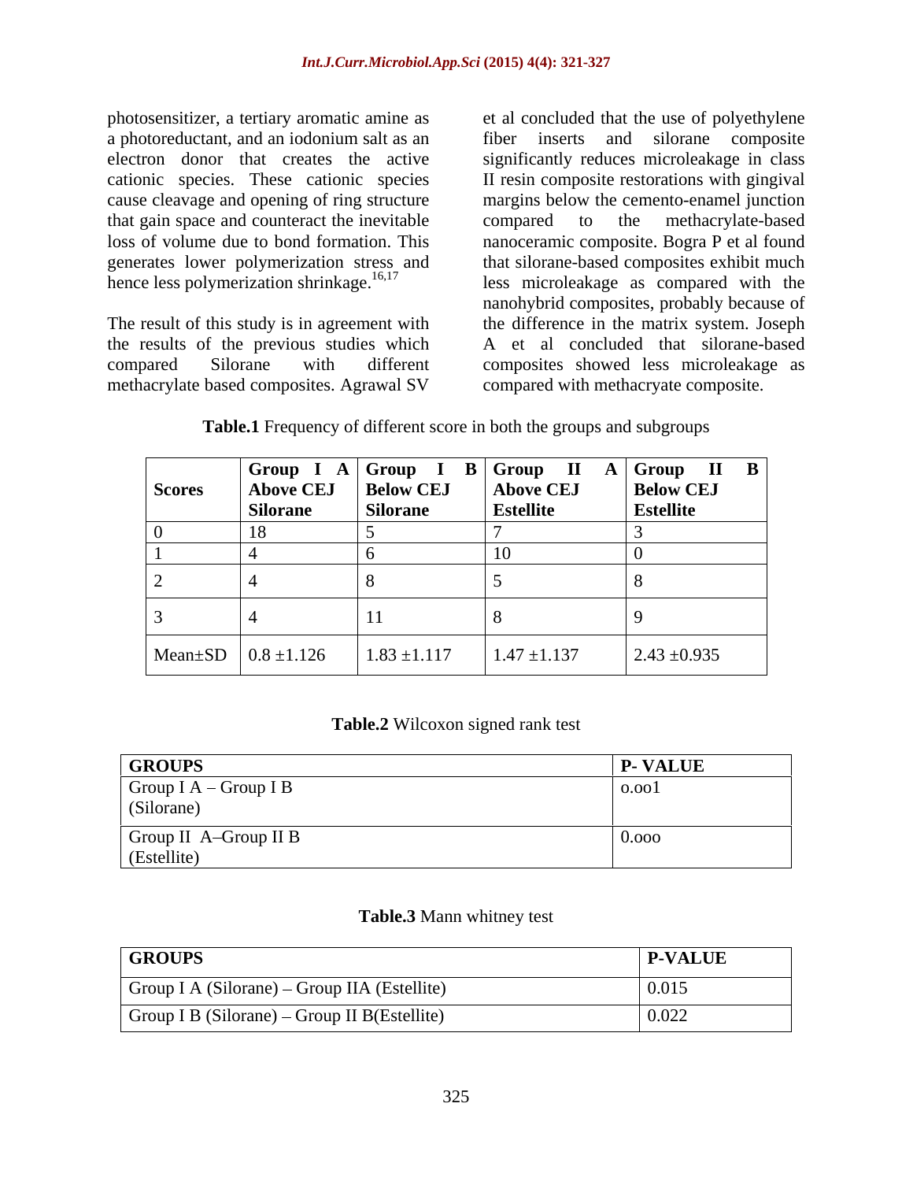photosensitizer, a tertiary aromatic amine as a photoreductant, and an iodonium salt as an electron donor that creates the active cationic species. These cationic species cause cleavage and opening of ring structure that gain space and counteract the inevitable loss of volume due to bond formation. This generates lower polymerization stress and hence less polymerization shrinkage.[16,17]

The result of this study is in agreement with the results of the previous studies which compared Silorane with different methacrylate based composites. Agrawal SV et al concluded that the use of polyethylene fiber inserts and silorane composite significantly reduces microleakage in class II resin composite restorations with gingival margins below the cemento-enamel junction compared to the methacrylate-based nanoceramic composite. Bogra P et al found that silorane-based composites exhibit much less microleakage as compared with the nanohybrid composites, probably because of the difference in the matrix system. Joseph A et al concluded that silorane-based composites showed less microleakage as compared with methacryate composite.

**Table.1** Frequency of different score in both the groups and subgroups

| Scores | Group I A Above CEJ Silorane | Group I B Below CEJ Silorane | Group II A Above CEJ Estellite | Group II B Below CEJ Estellite |
|---|---|---|---|---|
| 0 | 18 | 5 | 7 | 3 |
| 1 | 4 | 6 | 10 | 0 |
| 2 | 4 | 8 | 5 | 8 |
| 3 | 4 | 11 | 8 | 9 |
| Mean±SD | 0.8 ±1.126 | 1.83 ±1.117 | 1.47 ±1.137 | 2.43 ±0.935 |

**Table.2** Wilcoxon signed rank test

| GROUPS | P- VALUE |
|---|---|
| Group I A – Group I B (Silorane) | o.oo1 |
| Group II A–Group II B (Estellite) | 0.ooo |

**Table.3** Mann whitney test

| GROUPS | P-VALUE |
|---|---|
| Group I A (Silorane) – Group IIA (Estellite) | 0.015 |
| Group I B (Silorane) – Group II B(Estellite) | 0.022 |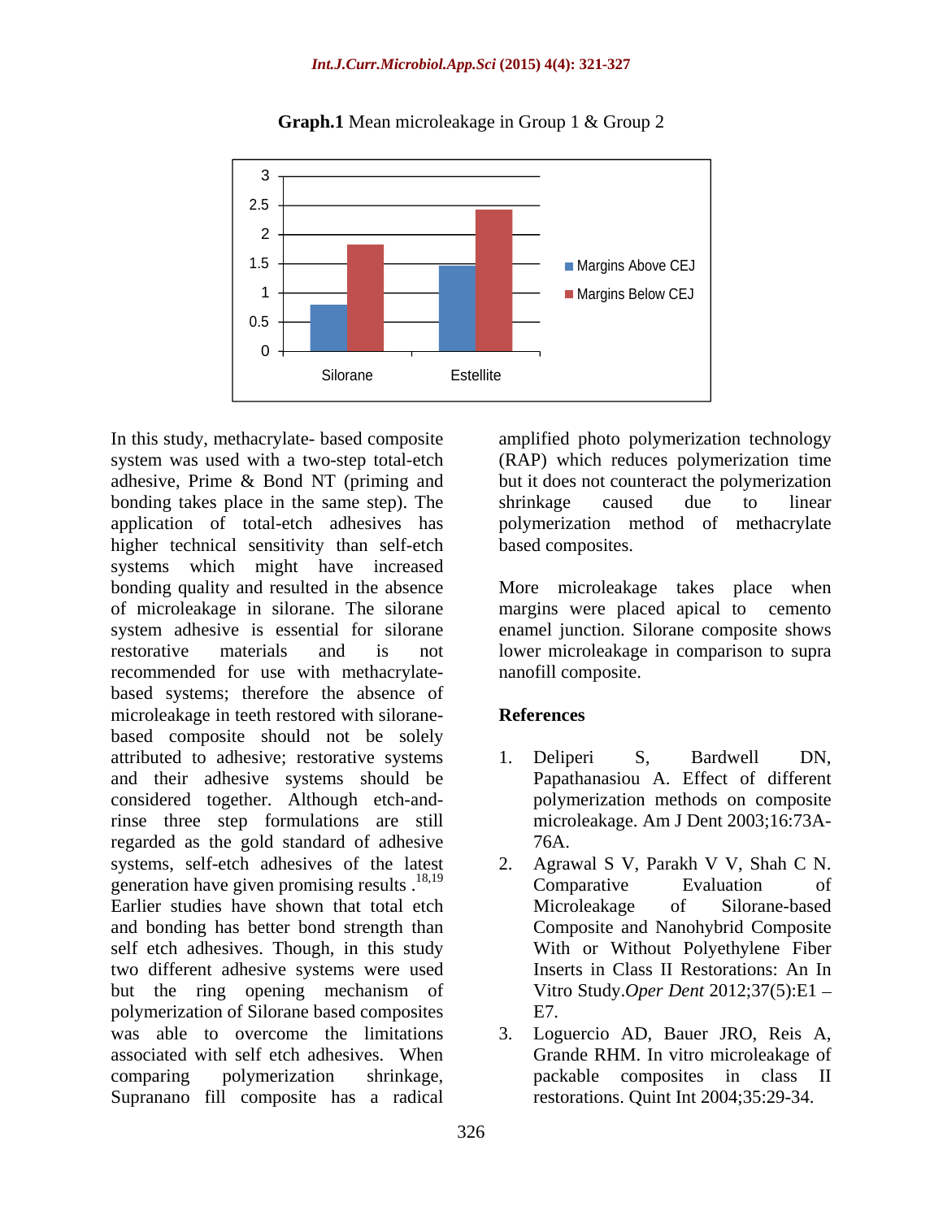**Graph.1** Mean microleakage in Group 1 & Group 2

In this study, methacrylate- based composite system was used with a two-step total-etch adhesive, Prime & Bond NT (priming and bonding takes place in the same step). The application of total-etch adhesives has higher technical sensitivity than self-etch systems which might have increased bonding quality and resulted in the absence of microleakage in silorane. The silorane system adhesive is essential for silorane restorative materials and is not recommended for use with methacrylate-based systems; therefore the absence of microleakage in teeth restored with silorane-based composite should not be solely attributed to adhesive; restorative systems and their adhesive systems should be considered together. Although etch-and-rinse three step formulations are still regarded as the gold standard of adhesive systems, self-etch adhesives of the latest generation have given promising results .[18,19] Earlier studies have shown that total etch and bonding has better bond strength than self etch adhesives. Though, in this study two different adhesive systems were used but the ring opening mechanism of polymerization of Silorane based composites was able to overcome the limitations associated with self etch adhesives. When comparing polymerization shrinkage, Supranano fill composite has a radical amplified photo polymerization technology (RAP) which reduces polymerization time but it does not counteract the polymerization shrinkage caused due to linear polymerization method of methacrylate based composites.

More microleakage takes place when margins were placed apical to cemento enamel junction. Silorane composite shows lower microleakage in comparison to supra nanofill composite.

## References

1. Deliperi S, Bardwell DN, Papathanasiou A. Effect of different polymerization methods on composite microleakage. Am J Dent 2003;16:73A-76A.
2. Agrawal S V, Parakh V V, Shah C N. Comparative Evaluation of Microleakage of Silorane-based Composite and Nanohybrid Composite With or Without Polyethylene Fiber Inserts in Class II Restorations: An In Vitro Study.*Oper Dent* 2012;37(5):E1 – E7.
3. Loguercio AD, Bauer JRO, Reis A, Grande RHM. In vitro microleakage of packable composites in class II restorations. Quint Int 2004;35:29-34.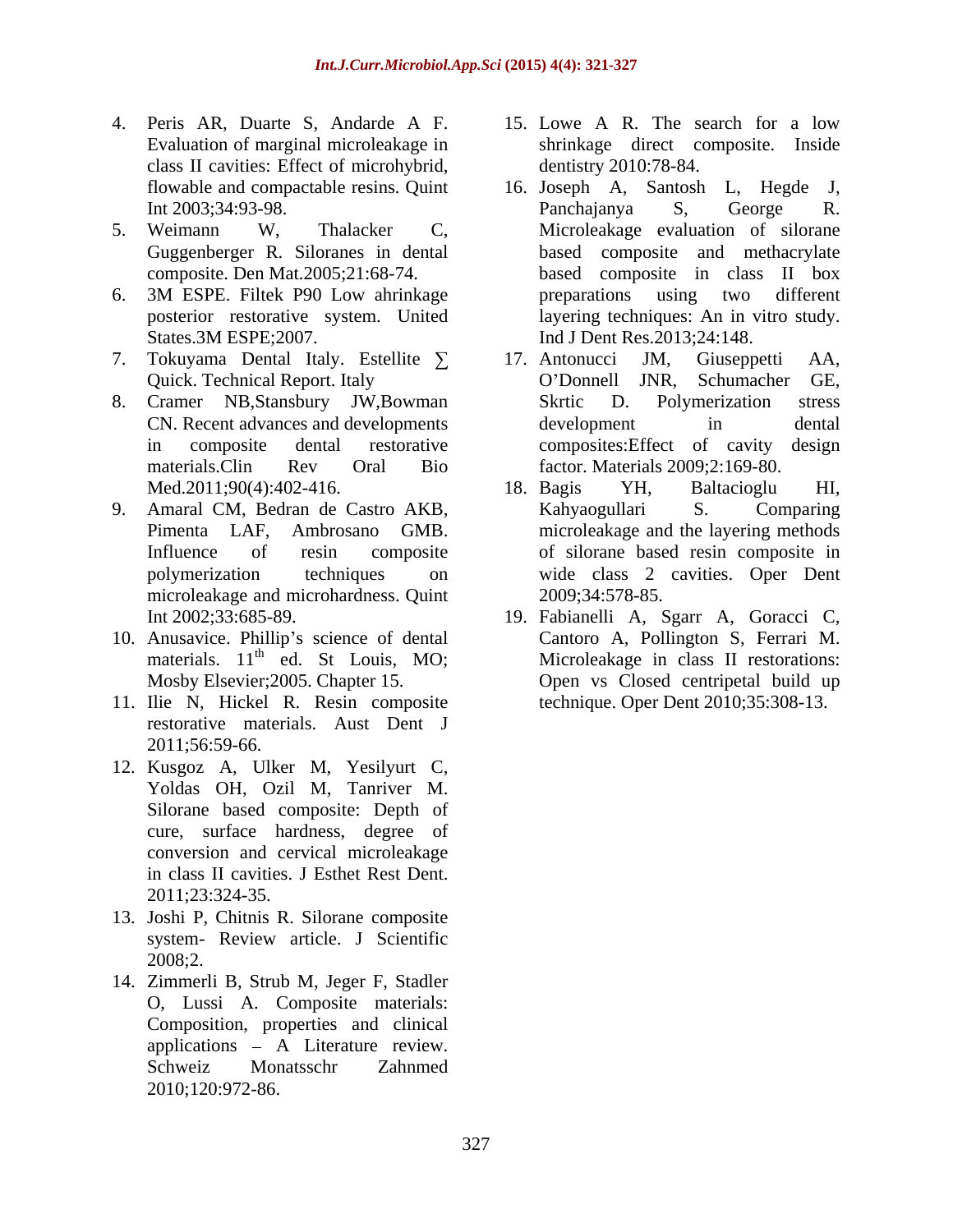4. Peris AR, Duarte S, Andarde A F. Evaluation of marginal microleakage in class II cavities: Effect of microhybrid, flowable and compactable resins. Quint Int 2003;34:93-98.
5. Weimann W, Thalacker C, Guggenberger R. Siloranes in dental composite. Den Mat.2005;21:68-74.
6. 3M ESPE. Filtek P90 Low ahrinkage posterior restorative system. United States.3M ESPE;2007.
7. Tokuyama Dental Italy. Estellite ∑ Quick. Technical Report. Italy
8. Cramer NB,Stansbury JW,Bowman CN. Recent advances and developments in composite dental restorative materials.Clin Rev Oral Bio Med.2011;90(4):402-416.
9. Amaral CM, Bedran de Castro AKB, Pimenta LAF, Ambrosano GMB. Influence of resin composite polymerization techniques on microleakage and microhardness. Quint Int 2002;33:685-89.
10. Anusavice. Phillip's science of dental materials. 11th ed. St Louis, MO; Mosby Elsevier;2005. Chapter 15.
11. Ilie N, Hickel R. Resin composite restorative materials. Aust Dent J 2011;56:59-66.
12. Kusgoz A, Ulker M, Yesilyurt C, Yoldas OH, Ozil M, Tanriver M. Silorane based composite: Depth of cure, surface hardness, degree of conversion and cervical microleakage in class II cavities. J Esthet Rest Dent. 2011;23:324-35.
13. Joshi P, Chitnis R. Silorane composite system- Review article. J Scientific 2008;2.
14. Zimmerli B, Strub M, Jeger F, Stadler O, Lussi A. Composite materials: Composition, properties and clinical applications – A Literature review. Schweiz Monatsschr Zahnmed 2010;120:972-86.
15. Lowe A R. The search for a low shrinkage direct composite. Inside dentistry 2010:78-84.
16. Joseph A, Santosh L, Hegde J, Panchajanya S, George R. Microleakage evaluation of silorane based composite and methacrylate based composite in class II box preparations using two different layering techniques: An in vitro study. Ind J Dent Res.2013;24:148.
17. Antonucci JM, Giuseppetti AA, O'Donnell JNR, Schumacher GE, Skrtic D. Polymerization stress development in dental composites:Effect of cavity design factor. Materials 2009;2:169-80.
18. Bagis YH, Baltacioglu HI, Kahyaogullari S. Comparing microleakage and the layering methods of silorane based resin composite in wide class 2 cavities. Oper Dent 2009;34:578-85.
19. Fabianelli A, Sgarr A, Goracci C, Cantoro A, Pollington S, Ferrari M. Microleakage in class II restorations: Open vs Closed centripetal build up technique. Oper Dent 2010;35:308-13.